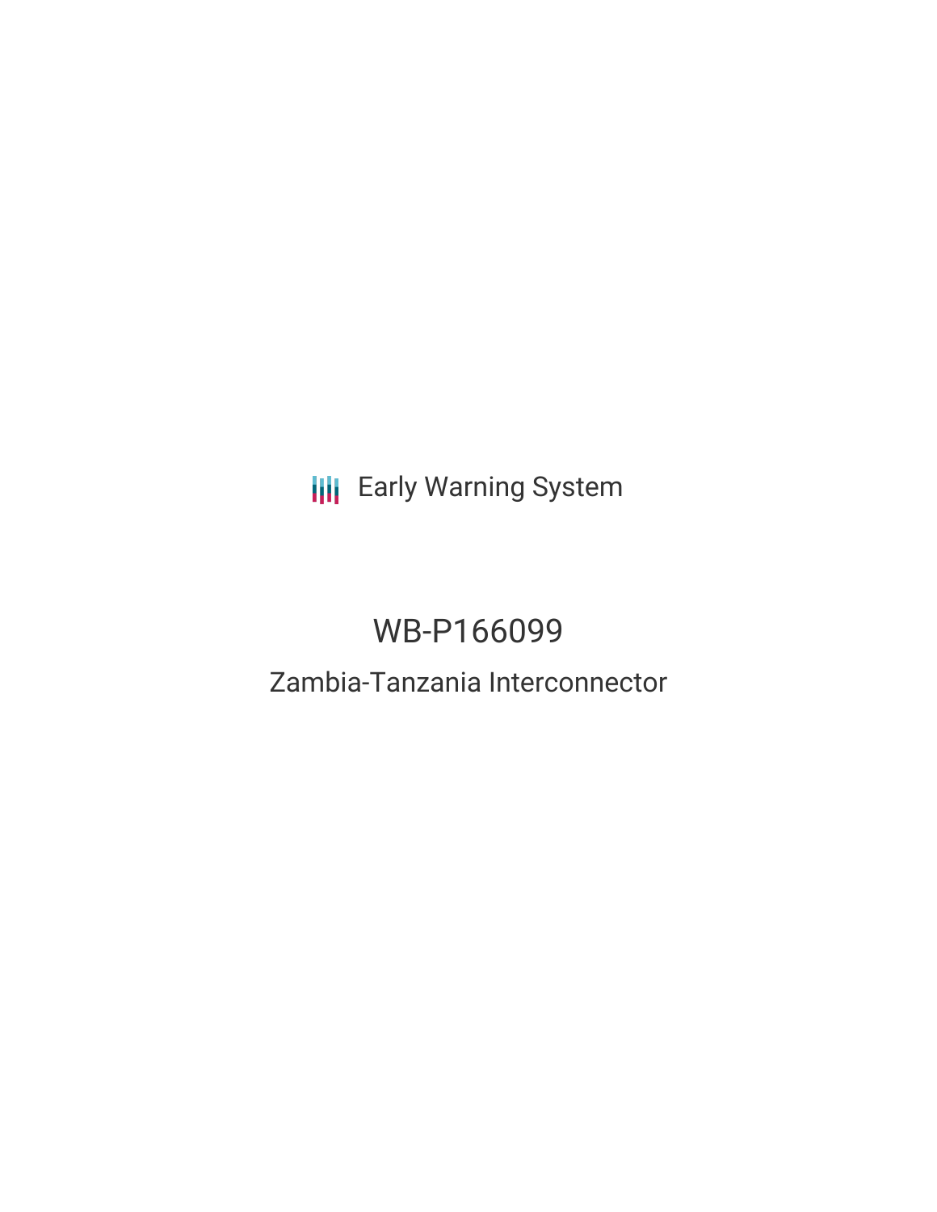Early Warning System

# WB-P166099

## Zambia-Tanzania Interconnector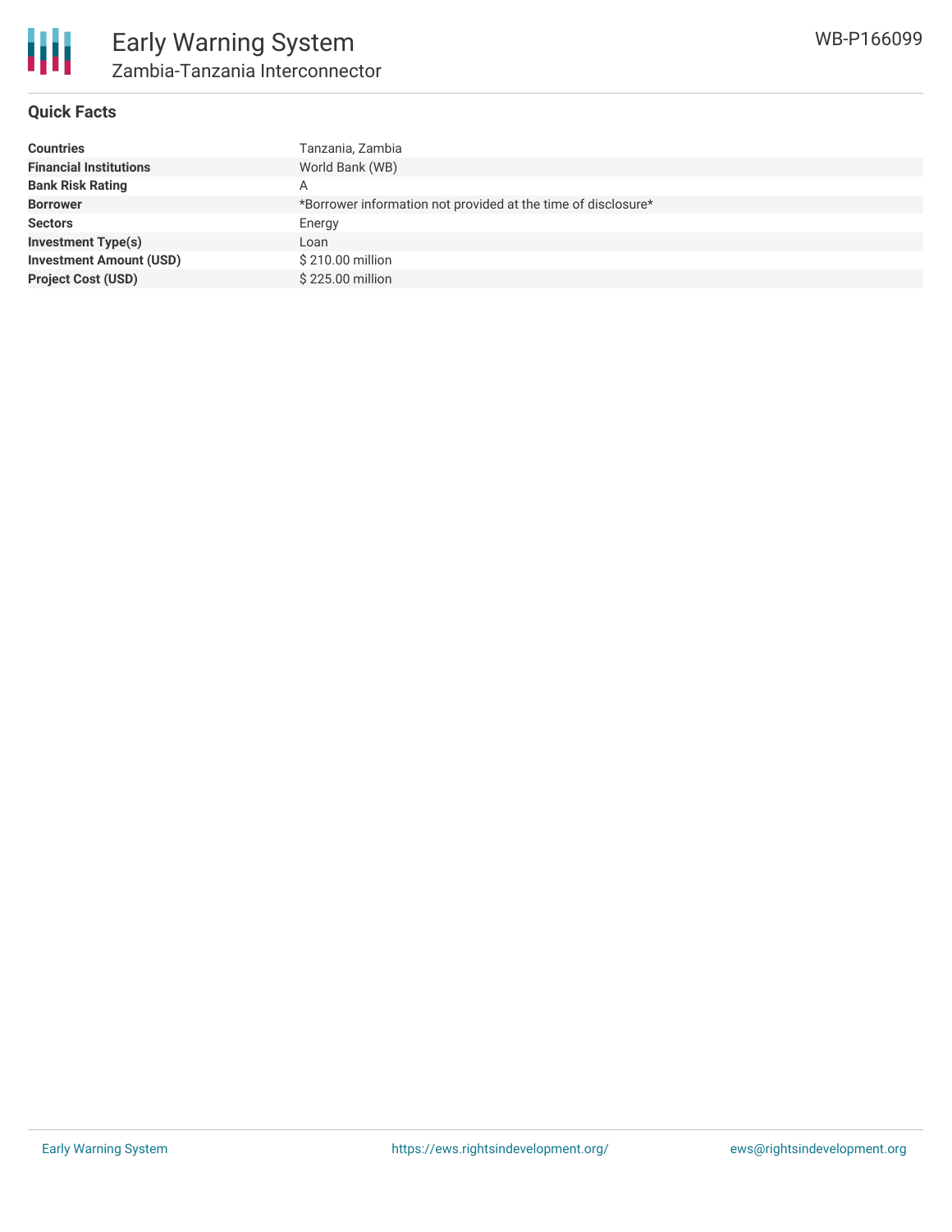## Quick Facts

| | |
|---|---|
| **Countries** | Tanzania, Zambia |
| **Financial Institutions** | World Bank (WB) |
| **Bank Risk Rating** | A |
| **Borrower** | *Borrower information not provided at the time of disclosure* |
| **Sectors** | Energy |
| **Investment Type(s)** | Loan |
| **Investment Amount (USD)** | $ 210.00 million |
| **Project Cost (USD)** | $ 225.00 million |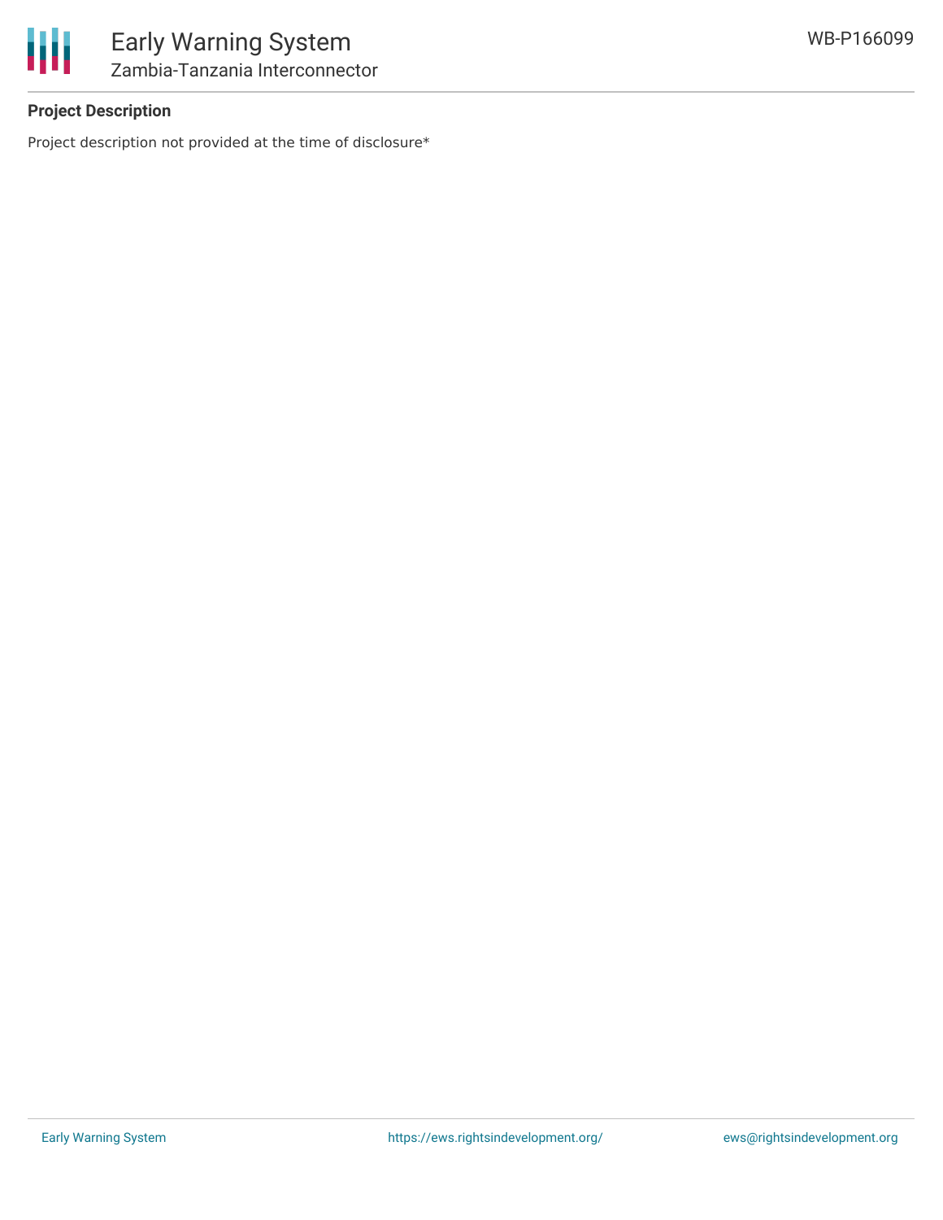**Project Description**

Project description not provided at the time of disclosure*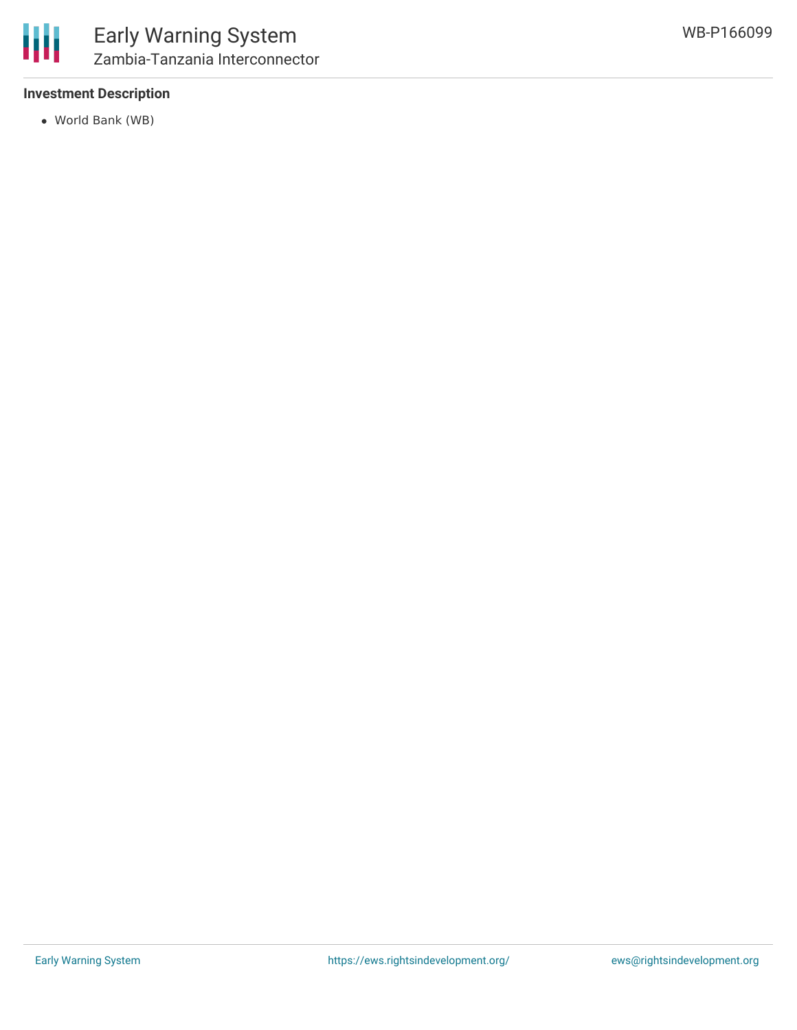**Investment Description**

- World Bank (WB)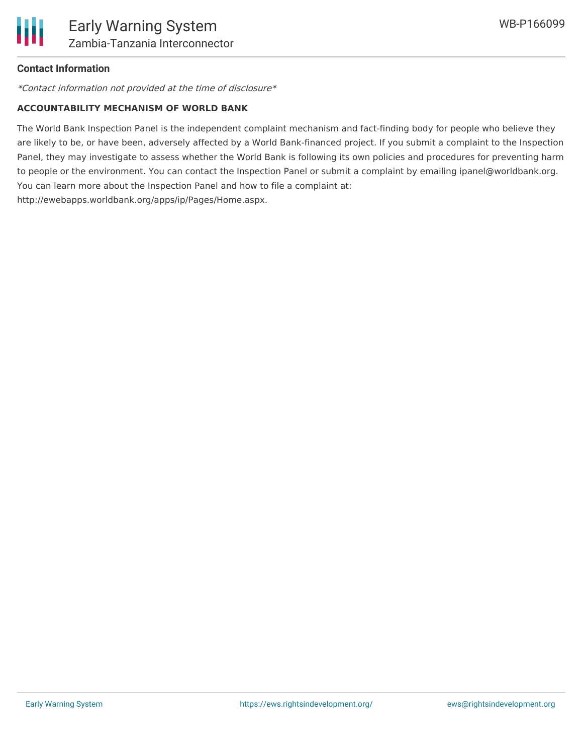**Contact Information**

*\*Contact information not provided at the time of disclosure\**

**ACCOUNTABILITY MECHANISM OF WORLD BANK**

The World Bank Inspection Panel is the independent complaint mechanism and fact-finding body for people who believe they are likely to be, or have been, adversely affected by a World Bank-financed project. If you submit a complaint to the Inspection Panel, they may investigate to assess whether the World Bank is following its own policies and procedures for preventing harm to people or the environment. You can contact the Inspection Panel or submit a complaint by emailing ipanel@worldbank.org. You can learn more about the Inspection Panel and how to file a complaint at: http://ewebapps.worldbank.org/apps/ip/Pages/Home.aspx.